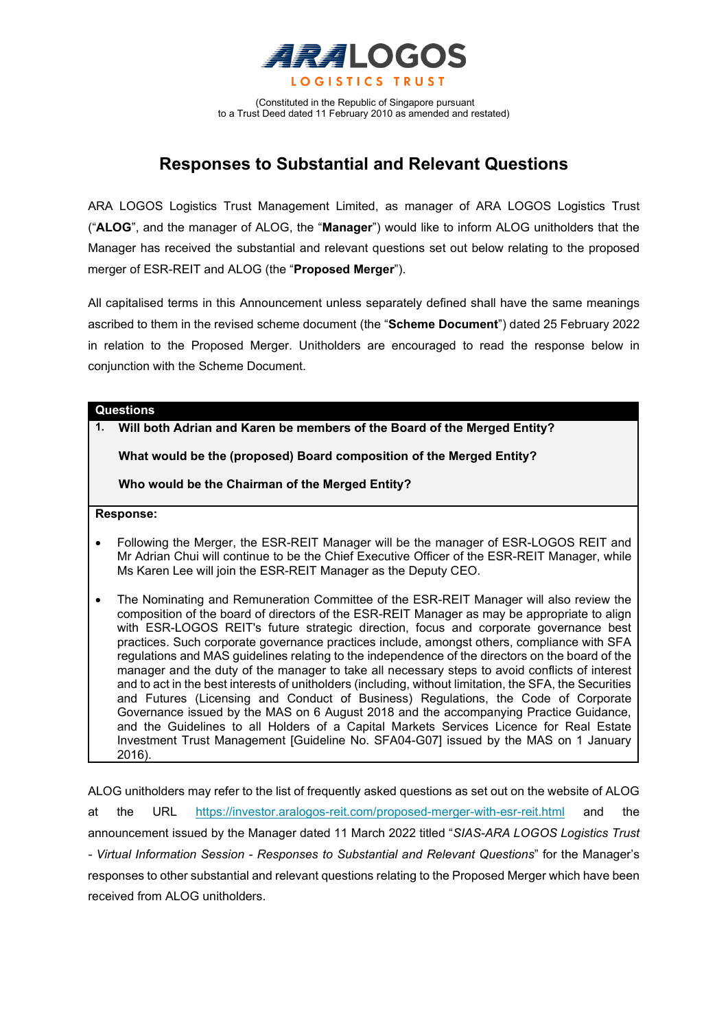**ARA LOGOS**
**LOGISTICS TRUST**

(Constituted in the Republic of Singapore pursuant
to a Trust Deed dated 11 February 2010 as amended and restated)

# Responses to Substantial and Relevant Questions

ARA LOGOS Logistics Trust Management Limited, as manager of ARA LOGOS Logistics Trust ("**ALOG**", and the manager of ALOG, the "**Manager**") would like to inform ALOG unitholders that the Manager has received the substantial and relevant questions set out below relating to the proposed merger of ESR-REIT and ALOG (the "**Proposed Merger**").

All capitalised terms in this Announcement unless separately defined shall have the same meanings ascribed to them in the revised scheme document (the "**Scheme Document**") dated 25 February 2022 in relation to the Proposed Merger. Unitholders are encouraged to read the response below in conjunction with the Scheme Document.

| **Questions** |
|---|
| **1. Will both Adrian and Karen be members of the Board of the Merged Entity?**<br><br>**What would be the (proposed) Board composition of the Merged Entity?**<br><br>**Who would be the Chairman of the Merged Entity?** |
| **Response:** |
| • Following the Merger, the ESR-REIT Manager will be the manager of ESR-LOGOS REIT and Mr Adrian Chui will continue to be the Chief Executive Officer of the ESR-REIT Manager, while Ms Karen Lee will join the ESR-REIT Manager as the Deputy CEO.<br><br>• The Nominating and Remuneration Committee of the ESR-REIT Manager will also review the composition of the board of directors of the ESR-REIT Manager as may be appropriate to align with ESR-LOGOS REIT's future strategic direction, focus and corporate governance best practices. Such corporate governance practices include, amongst others, compliance with SFA regulations and MAS guidelines relating to the independence of the directors on the board of the manager and the duty of the manager to take all necessary steps to avoid conflicts of interest and to act in the best interests of unitholders (including, without limitation, the SFA, the Securities and Futures (Licensing and Conduct of Business) Regulations, the Code of Corporate Governance issued by the MAS on 6 August 2018 and the accompanying Practice Guidance, and the Guidelines to all Holders of a Capital Markets Services Licence for Real Estate Investment Trust Management [Guideline No. SFA04-G07] issued by the MAS on 1 January 2016). |

ALOG unitholders may refer to the list of frequently asked questions as set out on the website of ALOG at the URL https://investor.aralogos-reit.com/proposed-merger-with-esr-reit.html and the announcement issued by the Manager dated 11 March 2022 titled "*SIAS-ARA LOGOS Logistics Trust - Virtual Information Session - Responses to Substantial and Relevant Questions*" for the Manager's responses to other substantial and relevant questions relating to the Proposed Merger which have been received from ALOG unitholders.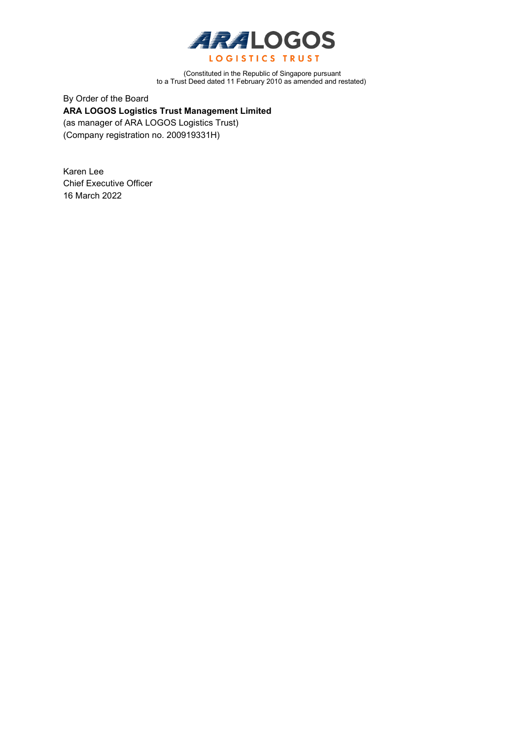ARA LOGOS LOGISTICS TRUST

(Constituted in the Republic of Singapore pursuant
to a Trust Deed dated 11 February 2010 as amended and restated)

By Order of the Board
**ARA LOGOS Logistics Trust Management Limited**
(as manager of ARA LOGOS Logistics Trust)
(Company registration no. 200919331H)

Karen Lee
Chief Executive Officer
16 March 2022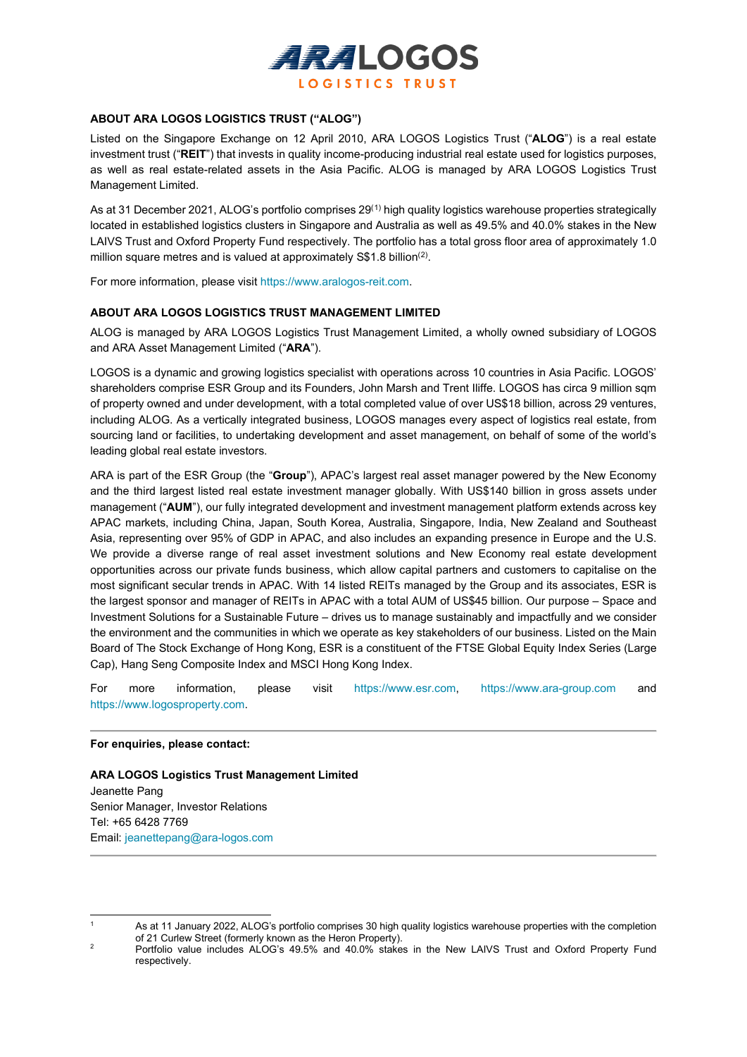## ABOUT ARA LOGOS LOGISTICS TRUST ("ALOG")

Listed on the Singapore Exchange on 12 April 2010, ARA LOGOS Logistics Trust ("**ALOG**") is a real estate investment trust ("**REIT**") that invests in quality income-producing industrial real estate used for logistics purposes, as well as real estate-related assets in the Asia Pacific. ALOG is managed by ARA LOGOS Logistics Trust Management Limited.

As at 31 December 2021, ALOG's portfolio comprises 29[(1)] high quality logistics warehouse properties strategically located in established logistics clusters in Singapore and Australia as well as 49.5% and 40.0% stakes in the New LAIVS Trust and Oxford Property Fund respectively. The portfolio has a total gross floor area of approximately 1.0 million square metres and is valued at approximately S$1.8 billion[(2)].

For more information, please visit https://www.aralogos-reit.com.

## ABOUT ARA LOGOS LOGISTICS TRUST MANAGEMENT LIMITED

ALOG is managed by ARA LOGOS Logistics Trust Management Limited, a wholly owned subsidiary of LOGOS and ARA Asset Management Limited ("**ARA**").

LOGOS is a dynamic and growing logistics specialist with operations across 10 countries in Asia Pacific. LOGOS' shareholders comprise ESR Group and its Founders, John Marsh and Trent Iliffe. LOGOS has circa 9 million sqm of property owned and under development, with a total completed value of over US$18 billion, across 29 ventures, including ALOG. As a vertically integrated business, LOGOS manages every aspect of logistics real estate, from sourcing land or facilities, to undertaking development and asset management, on behalf of some of the world's leading global real estate investors.

ARA is part of the ESR Group (the "**Group**"), APAC's largest real asset manager powered by the New Economy and the third largest listed real estate investment manager globally. With US$140 billion in gross assets under management ("**AUM**"), our fully integrated development and investment management platform extends across key APAC markets, including China, Japan, South Korea, Australia, Singapore, India, New Zealand and Southeast Asia, representing over 95% of GDP in APAC, and also includes an expanding presence in Europe and the U.S. We provide a diverse range of real asset investment solutions and New Economy real estate development opportunities across our private funds business, which allow capital partners and customers to capitalise on the most significant secular trends in APAC. With 14 listed REITs managed by the Group and its associates, ESR is the largest sponsor and manager of REITs in APAC with a total AUM of US$45 billion. Our purpose – Space and Investment Solutions for a Sustainable Future – drives us to manage sustainably and impactfully and we consider the environment and the communities in which we operate as key stakeholders of our business. Listed on the Main Board of The Stock Exchange of Hong Kong, ESR is a constituent of the FTSE Global Equity Index Series (Large Cap), Hang Seng Composite Index and MSCI Hong Kong Index.

For more information, please visit https://www.esr.com, https://www.ara-group.com and https://www.logosproperty.com.

---

**For enquiries, please contact:**

**ARA LOGOS Logistics Trust Management Limited**
Jeanette Pang
Senior Manager, Investor Relations
Tel: +65 6428 7769
Email: jeanettepang@ara-logos.com

---

[1] As at 11 January 2022, ALOG's portfolio comprises 30 high quality logistics warehouse properties with the completion of 21 Curlew Street (formerly known as the Heron Property).

[2] Portfolio value includes ALOG's 49.5% and 40.0% stakes in the New LAIVS Trust and Oxford Property Fund respectively.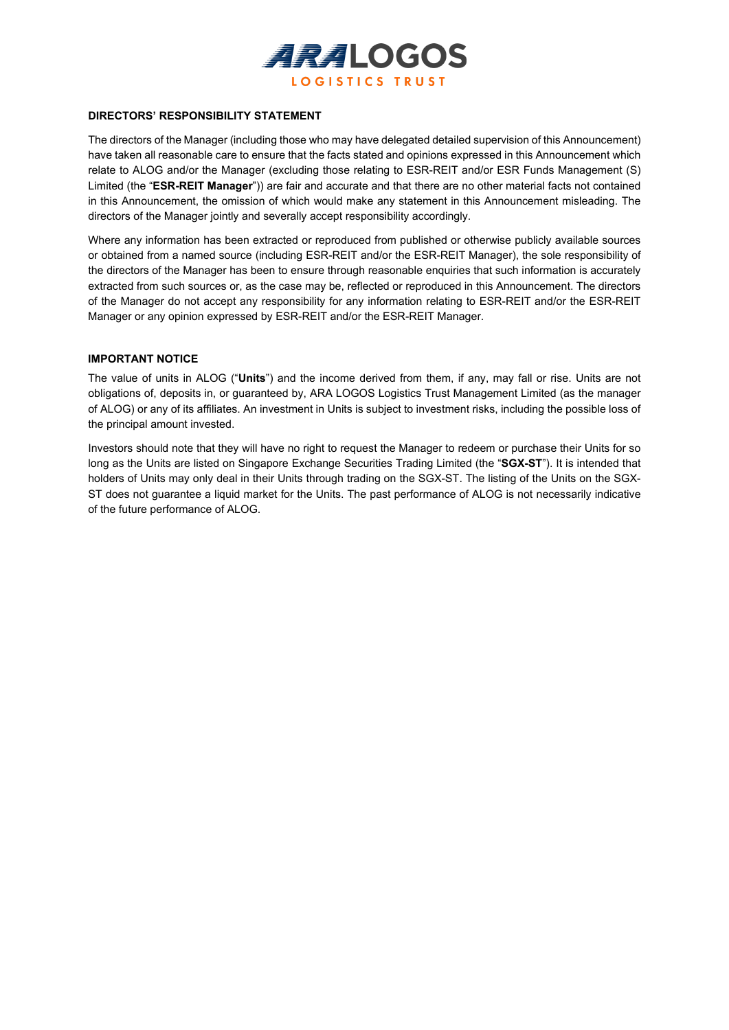**DIRECTORS' RESPONSIBILITY STATEMENT**

The directors of the Manager (including those who may have delegated detailed supervision of this Announcement) have taken all reasonable care to ensure that the facts stated and opinions expressed in this Announcement which relate to ALOG and/or the Manager (excluding those relating to ESR-REIT and/or ESR Funds Management (S) Limited (the "**ESR-REIT Manager**")) are fair and accurate and that there are no other material facts not contained in this Announcement, the omission of which would make any statement in this Announcement misleading. The directors of the Manager jointly and severally accept responsibility accordingly.

Where any information has been extracted or reproduced from published or otherwise publicly available sources or obtained from a named source (including ESR-REIT and/or the ESR-REIT Manager), the sole responsibility of the directors of the Manager has been to ensure through reasonable enquiries that such information is accurately extracted from such sources or, as the case may be, reflected or reproduced in this Announcement. The directors of the Manager do not accept any responsibility for any information relating to ESR-REIT and/or the ESR-REIT Manager or any opinion expressed by ESR-REIT and/or the ESR-REIT Manager.

**IMPORTANT NOTICE**

The value of units in ALOG ("**Units**") and the income derived from them, if any, may fall or rise. Units are not obligations of, deposits in, or guaranteed by, ARA LOGOS Logistics Trust Management Limited (as the manager of ALOG) or any of its affiliates. An investment in Units is subject to investment risks, including the possible loss of the principal amount invested.

Investors should note that they will have no right to request the Manager to redeem or purchase their Units for so long as the Units are listed on Singapore Exchange Securities Trading Limited (the "**SGX-ST**"). It is intended that holders of Units may only deal in their Units through trading on the SGX-ST. The listing of the Units on the SGX-ST does not guarantee a liquid market for the Units. The past performance of ALOG is not necessarily indicative of the future performance of ALOG.